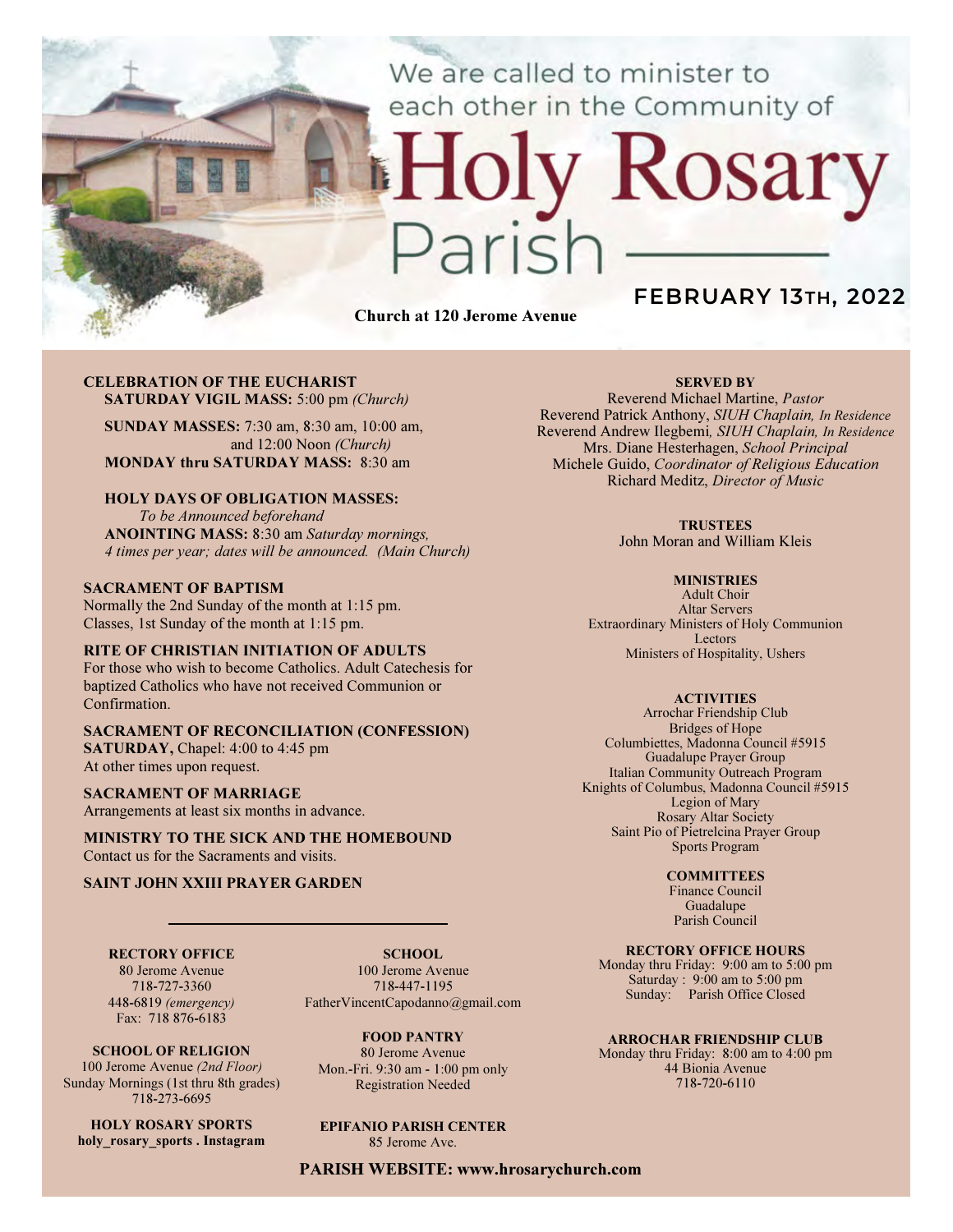We are called to minister to each other in the Community of

# Holy Rosary Parish

## FEBRUARY 13TH, 2022

**Church at 120 Jerome Avenue**

**CELEBRATION OF THE EUCHARIST**
**SATURDAY VIGIL MASS:** 5:00 pm *(Church)*

**SUNDAY MASSES:** 7:30 am, 8:30 am, 10:00 am, and 12:00 Noon *(Church)*
**MONDAY thru SATURDAY MASS:** 8:30 am

**HOLY DAYS OF OBLIGATION MASSES:**
*To be Announced beforehand*
**ANOINTING MASS:** 8:30 am *Saturday mornings, 4 times per year; dates will be announced. (Main Church)*

**SACRAMENT OF BAPTISM**
Normally the 2nd Sunday of the month at 1:15 pm.
Classes, 1st Sunday of the month at 1:15 pm.

**RITE OF CHRISTIAN INITIATION OF ADULTS**
For those who wish to become Catholics. Adult Catechesis for baptized Catholics who have not received Communion or Confirmation.

**SACRAMENT OF RECONCILIATION (CONFESSION)**
**SATURDAY,** Chapel: 4:00 to 4:45 pm
At other times upon request.

**SACRAMENT OF MARRIAGE**
Arrangements at least six months in advance.

**MINISTRY TO THE SICK AND THE HOMEBOUND**
Contact us for the Sacraments and visits.

**SAINT JOHN XXIII PRAYER GARDEN**

---

**RECTORY OFFICE**
80 Jerome Avenue
718-727-3360
448-6819 *(emergency)*
Fax: 718 876-6183

**SCHOOL**
100 Jerome Avenue
718-447-1195
FatherVincentCapodanno@gmail.com

**SCHOOL OF RELIGION**
100 Jerome Avenue *(2nd Floor)*
Sunday Mornings (1st thru 8th grades)
718-273-6695

**FOOD PANTRY**
80 Jerome Avenue
Mon.-Fri. 9:30 am - 1:00 pm only
Registration Needed

**HOLY ROSARY SPORTS**
**holy_rosary_sports . Instagram**

**EPIFANIO PARISH CENTER**
85 Jerome Ave.

**SERVED BY**
Reverend Michael Martine, *Pastor*
Reverend Patrick Anthony, *SIUH Chaplain, In Residence*
Reverend Andrew Ilegbemi*, SIUH Chaplain, In Residence*
Mrs. Diane Hesterhagen, *School Principal*
Michele Guido, *Coordinator of Religious Education*
Richard Meditz, *Director of Music*

**TRUSTEES**
John Moran and William Kleis

**MINISTRIES**
Adult Choir
Altar Servers
Extraordinary Ministers of Holy Communion
Lectors
Ministers of Hospitality, Ushers

**ACTIVITIES**
Arrochar Friendship Club
Bridges of Hope
Columbiettes, Madonna Council #5915
Guadalupe Prayer Group
Italian Community Outreach Program
Knights of Columbus, Madonna Council #5915
Legion of Mary
Rosary Altar Society
Saint Pio of Pietrelcina Prayer Group
Sports Program

**COMMITTEES**
Finance Council
Guadalupe
Parish Council

**RECTORY OFFICE HOURS**
Monday thru Friday: 9:00 am to 5:00 pm
Saturday : 9:00 am to 5:00 pm
Sunday: Parish Office Closed

**ARROCHAR FRIENDSHIP CLUB**
Monday thru Friday: 8:00 am to 4:00 pm
44 Bionia Avenue
718-720-6110

**PARISH WEBSITE: www.hrosarychurch.com**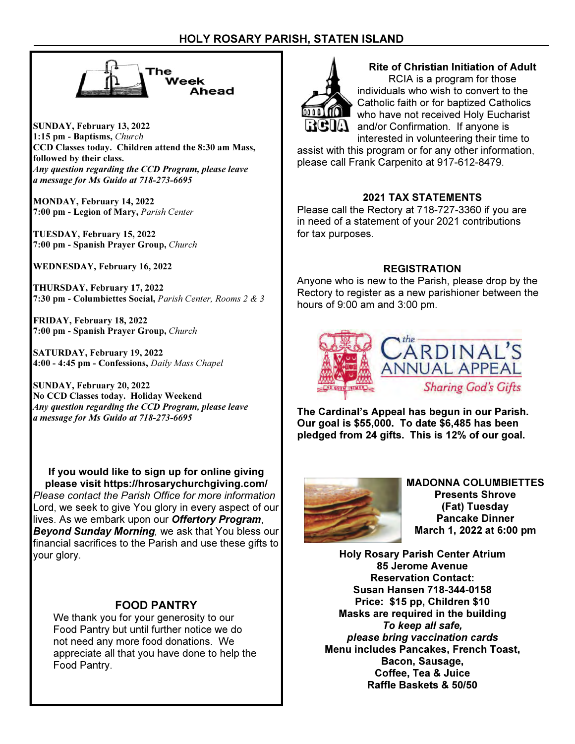## The Week Ahead

**SUNDAY, February 13, 2022**
**1:15 pm - Baptisms,** *Church*
**CCD Classes today. Children attend the 8:30 am Mass, followed by their class.**
***Any question regarding the CCD Program, please leave a message for Ms Guido at 718-273-6695***

**MONDAY, February 14, 2022**
**7:00 pm - Legion of Mary,** *Parish Center*

**TUESDAY, February 15, 2022**
**7:00 pm - Spanish Prayer Group,** *Church*

**WEDNESDAY, February 16, 2022**

**THURSDAY, February 17, 2022**
**7:30 pm - Columbiettes Social,** *Parish Center, Rooms 2 & 3*

**FRIDAY, February 18, 2022**
**7:00 pm - Spanish Prayer Group,** *Church*

**SATURDAY, February 19, 2022**
**4:00 - 4:45 pm - Confessions,** *Daily Mass Chapel*

**SUNDAY, February 20, 2022**
**No CCD Classes today. Holiday Weekend**
***Any question regarding the CCD Program, please leave a message for Ms Guido at 718-273-6695***

**If you would like to sign up for online giving please visit https://hrosarychurchgiving.com/**
*Please contact the Parish Office for more information*
Lord, we seek to give You glory in every aspect of our lives. As we embark upon our ***Offertory Program***, ***Beyond Sunday Morning***, we ask that You bless our financial sacrifices to the Parish and use these gifts to your glory.

### FOOD PANTRY

We thank you for your generosity to our Food Pantry but until further notice we do not need any more food donations. We appreciate all that you have done to help the Food Pantry.

### Rite of Christian Initiation of Adult

RCIA is a program for those individuals who wish to convert to the Catholic faith or for baptized Catholics who have not received Holy Eucharist and/or Confirmation. If anyone is interested in volunteering their time to assist with this program or for any other information, please call Frank Carpenito at 917-612-8479.

### 2021 TAX STATEMENTS

Please call the Rectory at 718-727-3360 if you are in need of a statement of your 2021 contributions for tax purposes.

### REGISTRATION

Anyone who is new to the Parish, please drop by the Rectory to register as a new parishioner between the hours of 9:00 am and 3:00 pm.

### the CARDINAL'S ANNUAL APPEAL
*Sharing God's Gifts*

**The Cardinal's Appeal has begun in our Parish. Our goal is $55,000. To date $6,485 has been pledged from 24 gifts. This is 12% of our goal.**

**MADONNA COLUMBIETTES**
**Presents Shrove (Fat) Tuesday Pancake Dinner**
**March 1, 2022 at 6:00 pm**

**Holy Rosary Parish Center Atrium**
**85 Jerome Avenue**
**Reservation Contact:**
**Susan Hansen 718-344-0158**
**Price: $15 pp, Children $10**
**Masks are required in the building**
***To keep all safe,***
***please bring vaccination cards***
**Menu includes Pancakes, French Toast, Bacon, Sausage, Coffee, Tea & Juice**
**Raffle Baskets & 50/50**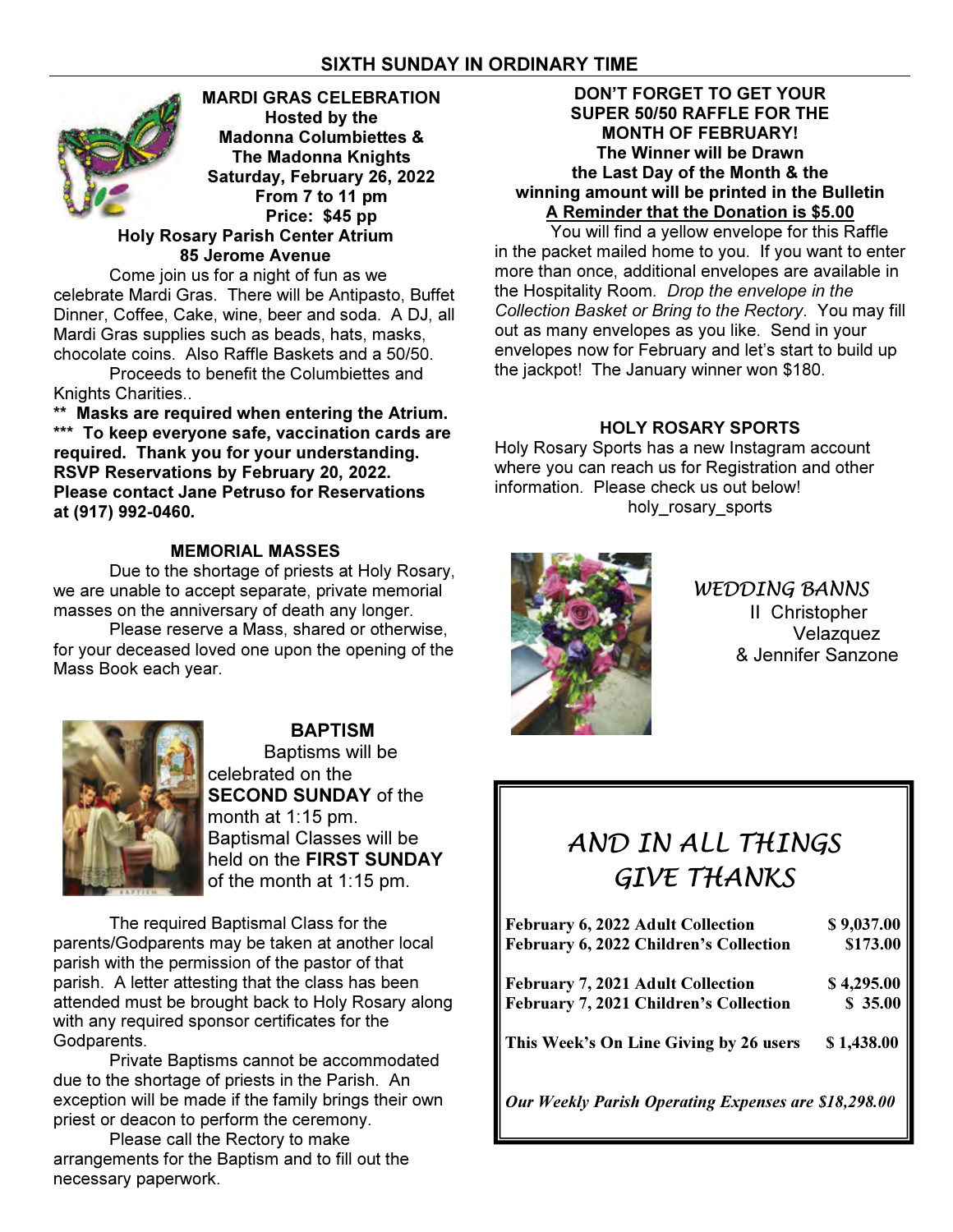## SIXTH SUNDAY IN ORDINARY TIME

**MARDI GRAS CELEBRATION**
**Hosted by the**
**Madonna Columbiettes &**
**The Madonna Knights**
**Saturday, February 26, 2022**
**From 7 to 11 pm**
**Price: $45 pp**
**Holy Rosary Parish Center Atrium**
**85 Jerome Avenue**

Come join us for a night of fun as we celebrate Mardi Gras. There will be Antipasto, Buffet Dinner, Coffee, Cake, wine, beer and soda. A DJ, all Mardi Gras supplies such as beads, hats, masks, chocolate coins. Also Raffle Baskets and a 50/50.

Proceeds to benefit the Columbiettes and Knights Charities..

**** Masks are required when entering the Atrium.**
***** To keep everyone safe, vaccination cards are required. Thank you for your understanding.**
**RSVP Reservations by February 20, 2022.**
**Please contact Jane Petruso for Reservations at (917) 992-0460.**

### MEMORIAL MASSES

Due to the shortage of priests at Holy Rosary, we are unable to accept separate, private memorial masses on the anniversary of death any longer.

Please reserve a Mass, shared or otherwise, for your deceased loved one upon the opening of the Mass Book each year.

### BAPTISM

Baptisms will be celebrated on the **SECOND SUNDAY** of the month at 1:15 pm. Baptismal Classes will be held on the **FIRST SUNDAY** of the month at 1:15 pm.

The required Baptismal Class for the parents/Godparents may be taken at another local parish with the permission of the pastor of that parish. A letter attesting that the class has been attended must be brought back to Holy Rosary along with any required sponsor certificates for the Godparents.

Private Baptisms cannot be accommodated due to the shortage of priests in the Parish. An exception will be made if the family brings their own priest or deacon to perform the ceremony.

Please call the Rectory to make arrangements for the Baptism and to fill out the necessary paperwork.

**DON'T FORGET TO GET YOUR SUPER 50/50 RAFFLE FOR THE MONTH OF FEBRUARY!**
**The Winner will be Drawn the Last Day of the Month & the winning amount will be printed in the Bulletin**
**A Reminder that the Donation is $5.00**

You will find a yellow envelope for this Raffle in the packet mailed home to you. If you want to enter more than once, additional envelopes are available in the Hospitality Room. *Drop the envelope in the Collection Basket or Bring to the Rectory*. You may fill out as many envelopes as you like. Send in your envelopes now for February and let's start to build up the jackpot! The January winner won $180.

### HOLY ROSARY SPORTS

Holy Rosary Sports has a new Instagram account where you can reach us for Registration and other information. Please check us out below!

holy_rosary_sports

### *WEDDING BANNS*

II Christopher Velazquez & Jennifer Sanzone

### *AND IN ALL THINGS GIVE THANKS*

| | |
|---|---|
| **February 6, 2022 Adult Collection** | **$ 9,037.00** |
| **February 6, 2022 Children's Collection** | **$173.00** |
| **February 7, 2021 Adult Collection** | **$ 4,295.00** |
| **February 7, 2021 Children's Collection** | **$ 35.00** |
| **This Week's On Line Giving by 26 users** | **$ 1,438.00** |

***Our Weekly Parish Operating Expenses are $18,298.00***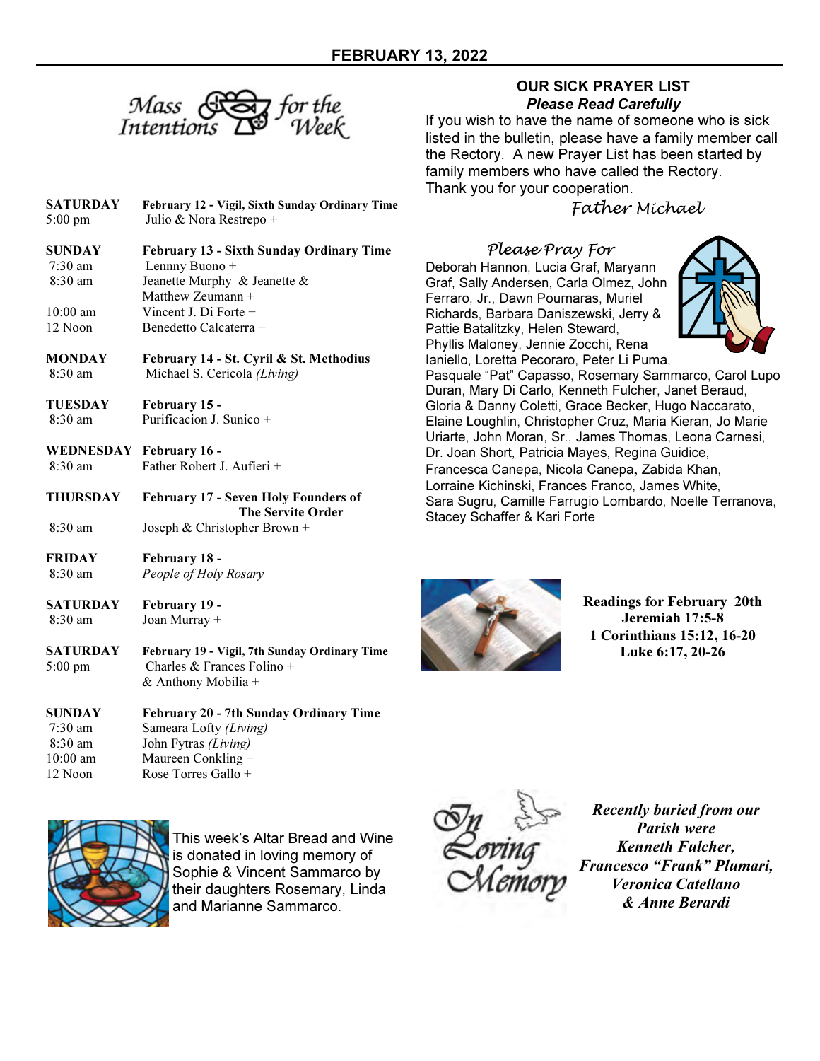# FEBRUARY 13, 2022

## Mass Intentions for the Week

**SATURDAY** — **February 12 - Vigil, Sixth Sunday Ordinary Time**
5:00 pm — Julio & Nora Restrepo +

**SUNDAY** — **February 13 - Sixth Sunday Ordinary Time**
7:30 am — Lennny Buono +
8:30 am — Jeanette Murphy & Jeanette & Matthew Zeumann +
10:00 am — Vincent J. Di Forte +
12 Noon — Benedetto Calcaterra +

**MONDAY** — **February 14 - St. Cyril & St. Methodius**
8:30 am — Michael S. Cericola *(Living)*

**TUESDAY** — **February 15 -**
8:30 am — Purificacion J. Sunico +

**WEDNESDAY** — **February 16 -**
8:30 am — Father Robert J. Aufieri +

**THURSDAY** — **February 17 - Seven Holy Founders of The Servite Order**
8:30 am — Joseph & Christopher Brown +

**FRIDAY** — **February 18 -**
8:30 am — *People of Holy Rosary*

**SATURDAY** — **February 19 -**
8:30 am — Joan Murray +

**SATURDAY** — **February 19 - Vigil, 7th Sunday Ordinary Time**
5:00 pm — Charles & Frances Folino + & Anthony Mobilia +

**SUNDAY** — **February 20 - 7th Sunday Ordinary Time**
7:30 am — Sameara Lofty *(Living)*
8:30 am — John Fytras *(Living)*
10:00 am — Maureen Conkling +
12 Noon — Rose Torres Gallo +

This week's Altar Bread and Wine is donated in loving memory of Sophie & Vincent Sammarco by their daughters Rosemary, Linda and Marianne Sammarco.

## OUR SICK PRAYER LIST

***Please Read Carefully***

If you wish to have the name of someone who is sick listed in the bulletin, please have a family member call the Rectory. A new Prayer List has been started by family members who have called the Rectory. Thank you for your cooperation.

*Father Michael*

### *Please Pray For*

Deborah Hannon, Lucia Graf, Maryann Graf, Sally Andersen, Carla Olmez, John Ferraro, Jr., Dawn Pournaras, Muriel Richards, Barbara Daniszewski, Jerry & Pattie Batalitzky, Helen Steward, Phyllis Maloney, Jennie Zocchi, Rena Ianiello, Loretta Pecoraro, Peter Li Puma, Pasquale "Pat" Capasso, Rosemary Sammarco, Carol Lupo Duran, Mary Di Carlo, Kenneth Fulcher, Janet Beraud, Gloria & Danny Coletti, Grace Becker, Hugo Naccarato, Elaine Loughlin, Christopher Cruz, Maria Kieran, Jo Marie Uriarte, John Moran, Sr., James Thomas, Leona Carnesi, Dr. Joan Short, Patricia Mayes, Regina Guidice, Francesca Canepa, Nicola Canepa, Zabida Khan, Lorraine Kichinski, Frances Franco, James White, Sara Sugru, Camille Farrugio Lombardo, Noelle Terranova, Stacey Schaffer & Kari Forte

**Readings for February 20th**
**Jeremiah 17:5-8**
**1 Corinthians 15:12, 16-20**
**Luke 6:17, 20-26**

### In Loving Memory

***Recently buried from our Parish were Kenneth Fulcher, Francesco "Frank" Plumari, Veronica Catellano & Anne Berardi***